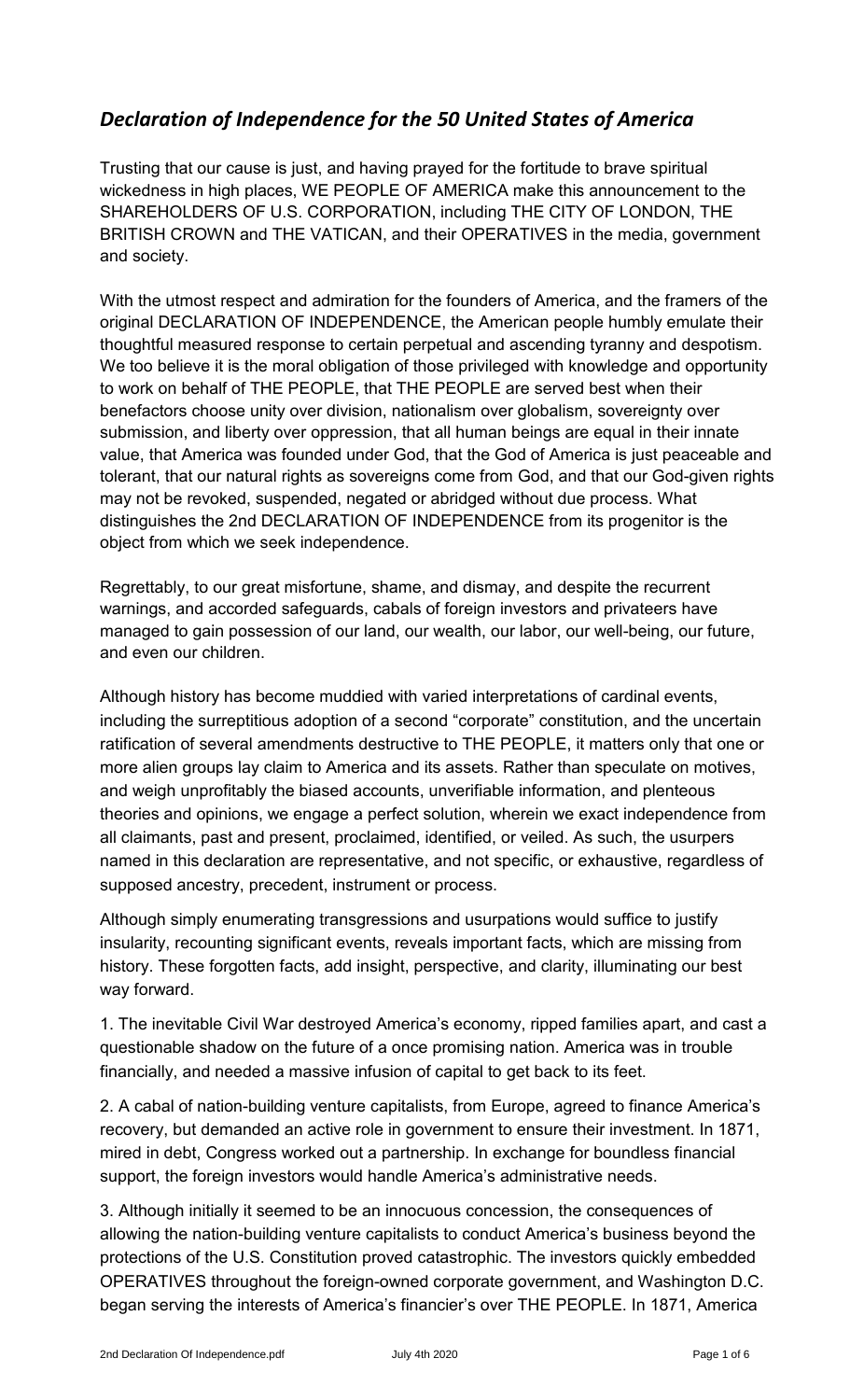## *Declaration of Independence for the 50 United States of America*

Trusting that our cause is just, and having prayed for the fortitude to brave spiritual wickedness in high places, WE PEOPLE OF AMERICA make this announcement to the SHAREHOLDERS OF U.S. CORPORATION, including THE CITY OF LONDON, THE BRITISH CROWN and THE VATICAN, and their OPERATIVES in the media, government and society.

With the utmost respect and admiration for the founders of America, and the framers of the original DECLARATION OF INDEPENDENCE, the American people humbly emulate their thoughtful measured response to certain perpetual and ascending tyranny and despotism. We too believe it is the moral obligation of those privileged with knowledge and opportunity to work on behalf of THE PEOPLE, that THE PEOPLE are served best when their benefactors choose unity over division, nationalism over globalism, sovereignty over submission, and liberty over oppression, that all human beings are equal in their innate value, that America was founded under God, that the God of America is just peaceable and tolerant, that our natural rights as sovereigns come from God, and that our God-given rights may not be revoked, suspended, negated or abridged without due process. What distinguishes the 2nd DECLARATION OF INDEPENDENCE from its progenitor is the object from which we seek independence.

Regrettably, to our great misfortune, shame, and dismay, and despite the recurrent warnings, and accorded safeguards, cabals of foreign investors and privateers have managed to gain possession of our land, our wealth, our labor, our well-being, our future, and even our children.

Although history has become muddied with varied interpretations of cardinal events, including the surreptitious adoption of a second "corporate" constitution, and the uncertain ratification of several amendments destructive to THE PEOPLE, it matters only that one or more alien groups lay claim to America and its assets. Rather than speculate on motives, and weigh unprofitably the biased accounts, unverifiable information, and plenteous theories and opinions, we engage a perfect solution, wherein we exact independence from all claimants, past and present, proclaimed, identified, or veiled. As such, the usurpers named in this declaration are representative, and not specific, or exhaustive, regardless of supposed ancestry, precedent, instrument or process.

Although simply enumerating transgressions and usurpations would suffice to justify insularity, recounting significant events, reveals important facts, which are missing from history. These forgotten facts, add insight, perspective, and clarity, illuminating our best way forward.

1. The inevitable Civil War destroyed America's economy, ripped families apart, and cast a questionable shadow on the future of a once promising nation. America was in trouble financially, and needed a massive infusion of capital to get back to its feet.

2. A cabal of nation-building venture capitalists, from Europe, agreed to finance America's recovery, but demanded an active role in government to ensure their investment. In 1871, mired in debt, Congress worked out a partnership. In exchange for boundless financial support, the foreign investors would handle America's administrative needs.

3. Although initially it seemed to be an innocuous concession, the consequences of allowing the nation-building venture capitalists to conduct America's business beyond the protections of the U.S. Constitution proved catastrophic. The investors quickly embedded OPERATIVES throughout the foreign-owned corporate government, and Washington D.C. began serving the interests of America's financier's over THE PEOPLE. In 1871, America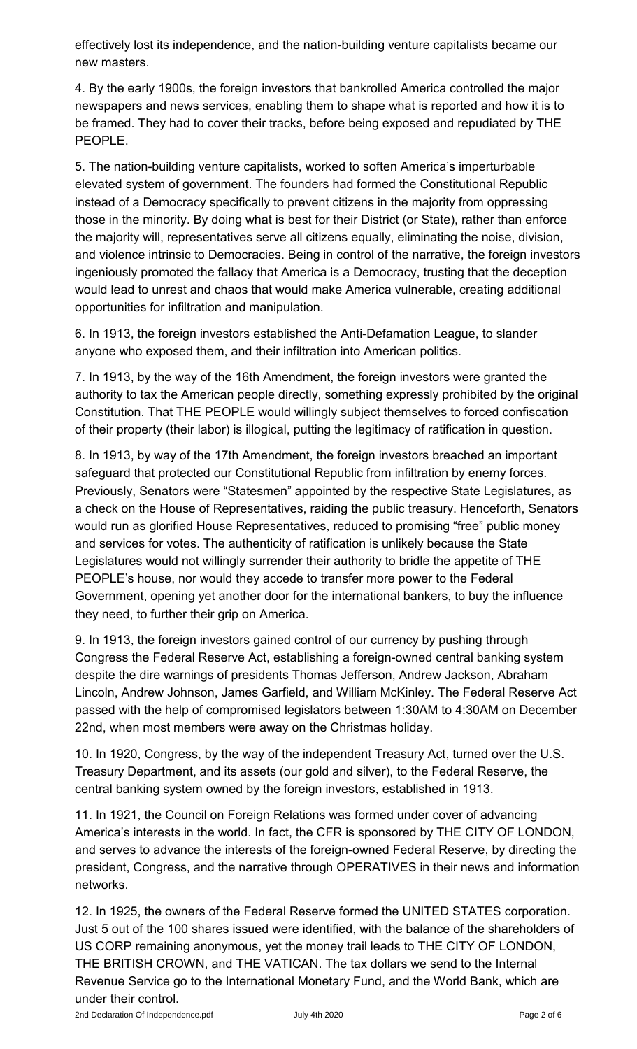effectively lost its independence, and the nation-building venture capitalists became our new masters.

4. By the early 1900s, the foreign investors that bankrolled America controlled the major newspapers and news services, enabling them to shape what is reported and how it is to be framed. They had to cover their tracks, before being exposed and repudiated by THE PEOPLE.

5. The nation-building venture capitalists, worked to soften America's imperturbable elevated system of government. The founders had formed the Constitutional Republic instead of a Democracy specifically to prevent citizens in the majority from oppressing those in the minority. By doing what is best for their District (or State), rather than enforce the majority will, representatives serve all citizens equally, eliminating the noise, division, and violence intrinsic to Democracies. Being in control of the narrative, the foreign investors ingeniously promoted the fallacy that America is a Democracy, trusting that the deception would lead to unrest and chaos that would make America vulnerable, creating additional opportunities for infiltration and manipulation.

6. In 1913, the foreign investors established the Anti-Defamation League, to slander anyone who exposed them, and their infiltration into American politics.

7. In 1913, by the way of the 16th Amendment, the foreign investors were granted the authority to tax the American people directly, something expressly prohibited by the original Constitution. That THE PEOPLE would willingly subject themselves to forced confiscation of their property (their labor) is illogical, putting the legitimacy of ratification in question.

8. In 1913, by way of the 17th Amendment, the foreign investors breached an important safeguard that protected our Constitutional Republic from infiltration by enemy forces. Previously, Senators were "Statesmen" appointed by the respective State Legislatures, as a check on the House of Representatives, raiding the public treasury. Henceforth, Senators would run as glorified House Representatives, reduced to promising "free" public money and services for votes. The authenticity of ratification is unlikely because the State Legislatures would not willingly surrender their authority to bridle the appetite of THE PEOPLE's house, nor would they accede to transfer more power to the Federal Government, opening yet another door for the international bankers, to buy the influence they need, to further their grip on America.

9. In 1913, the foreign investors gained control of our currency by pushing through Congress the Federal Reserve Act, establishing a foreign-owned central banking system despite the dire warnings of presidents Thomas Jefferson, Andrew Jackson, Abraham Lincoln, Andrew Johnson, James Garfield, and William McKinley. The Federal Reserve Act passed with the help of compromised legislators between 1:30AM to 4:30AM on December 22nd, when most members were away on the Christmas holiday.

10. In 1920, Congress, by the way of the independent Treasury Act, turned over the U.S. Treasury Department, and its assets (our gold and silver), to the Federal Reserve, the central banking system owned by the foreign investors, established in 1913.

11. In 1921, the Council on Foreign Relations was formed under cover of advancing America's interests in the world. In fact, the CFR is sponsored by THE CITY OF LONDON, and serves to advance the interests of the foreign-owned Federal Reserve, by directing the president, Congress, and the narrative through OPERATIVES in their news and information networks.

12. In 1925, the owners of the Federal Reserve formed the UNITED STATES corporation. Just 5 out of the 100 shares issued were identified, with the balance of the shareholders of US CORP remaining anonymous, yet the money trail leads to THE CITY OF LONDON, THE BRITISH CROWN, and THE VATICAN. The tax dollars we send to the Internal Revenue Service go to the International Monetary Fund, and the World Bank, which are under their control.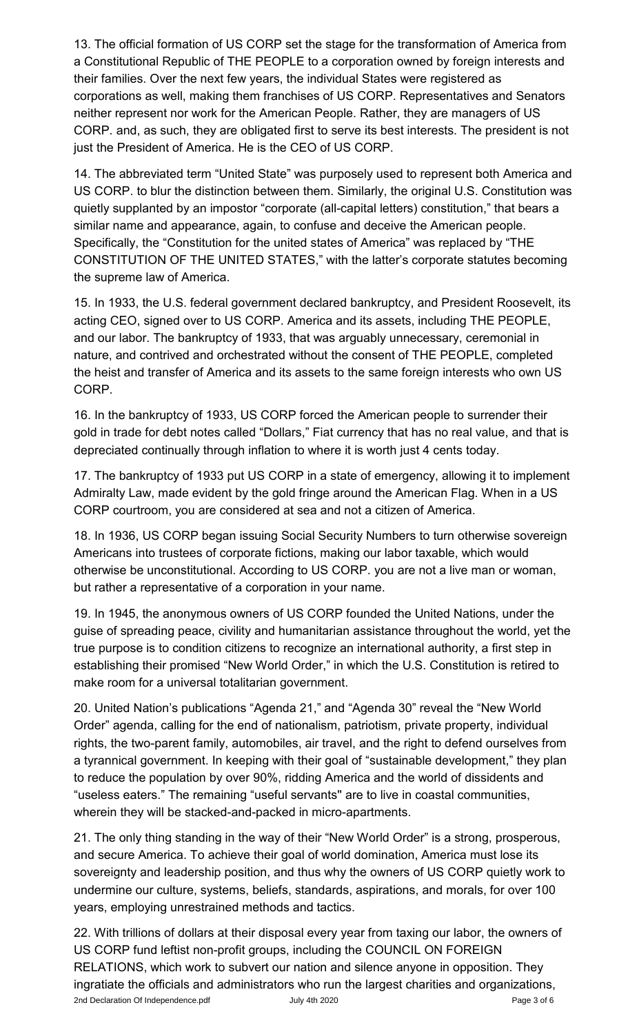13. The official formation of US CORP set the stage for the transformation of America from a Constitutional Republic of THE PEOPLE to a corporation owned by foreign interests and their families. Over the next few years, the individual States were registered as corporations as well, making them franchises of US CORP. Representatives and Senators neither represent nor work for the American People. Rather, they are managers of US CORP. and, as such, they are obligated first to serve its best interests. The president is not just the President of America. He is the CEO of US CORP.

14. The abbreviated term "United State" was purposely used to represent both America and US CORP. to blur the distinction between them. Similarly, the original U.S. Constitution was quietly supplanted by an impostor "corporate (all-capital letters) constitution," that bears a similar name and appearance, again, to confuse and deceive the American people. Specifically, the "Constitution for the united states of America" was replaced by "THE CONSTITUTION OF THE UNITED STATES," with the latter's corporate statutes becoming the supreme law of America.

15. In 1933, the U.S. federal government declared bankruptcy, and President Roosevelt, its acting CEO, signed over to US CORP. America and its assets, including THE PEOPLE, and our labor. The bankruptcy of 1933, that was arguably unnecessary, ceremonial in nature, and contrived and orchestrated without the consent of THE PEOPLE, completed the heist and transfer of America and its assets to the same foreign interests who own US CORP.

16. In the bankruptcy of 1933, US CORP forced the American people to surrender their gold in trade for debt notes called "Dollars," Fiat currency that has no real value, and that is depreciated continually through inflation to where it is worth just 4 cents today.

17. The bankruptcy of 1933 put US CORP in a state of emergency, allowing it to implement Admiralty Law, made evident by the gold fringe around the American Flag. When in a US CORP courtroom, you are considered at sea and not a citizen of America.

18. In 1936, US CORP began issuing Social Security Numbers to turn otherwise sovereign Americans into trustees of corporate fictions, making our labor taxable, which would otherwise be unconstitutional. According to US CORP. you are not a live man or woman, but rather a representative of a corporation in your name.

19. In 1945, the anonymous owners of US CORP founded the United Nations, under the guise of spreading peace, civility and humanitarian assistance throughout the world, yet the true purpose is to condition citizens to recognize an international authority, a first step in establishing their promised "New World Order," in which the U.S. Constitution is retired to make room for a universal totalitarian government.

20. United Nation's publications "Agenda 21," and "Agenda 30" reveal the "New World Order" agenda, calling for the end of nationalism, patriotism, private property, individual rights, the two-parent family, automobiles, air travel, and the right to defend ourselves from a tyrannical government. In keeping with their goal of "sustainable development," they plan to reduce the population by over 90%, ridding America and the world of dissidents and "useless eaters." The remaining "useful servants" are to live in coastal communities, wherein they will be stacked-and-packed in micro-apartments.

21. The only thing standing in the way of their "New World Order" is a strong, prosperous, and secure America. To achieve their goal of world domination, America must lose its sovereignty and leadership position, and thus why the owners of US CORP quietly work to undermine our culture, systems, beliefs, standards, aspirations, and morals, for over 100 years, employing unrestrained methods and tactics.

22. With trillions of dollars at their disposal every year from taxing our labor, the owners of US CORP fund leftist non-profit groups, including the COUNCIL ON FOREIGN RELATIONS, which work to subvert our nation and silence anyone in opposition. They ingratiate the officials and administrators who run the largest charities and organizations,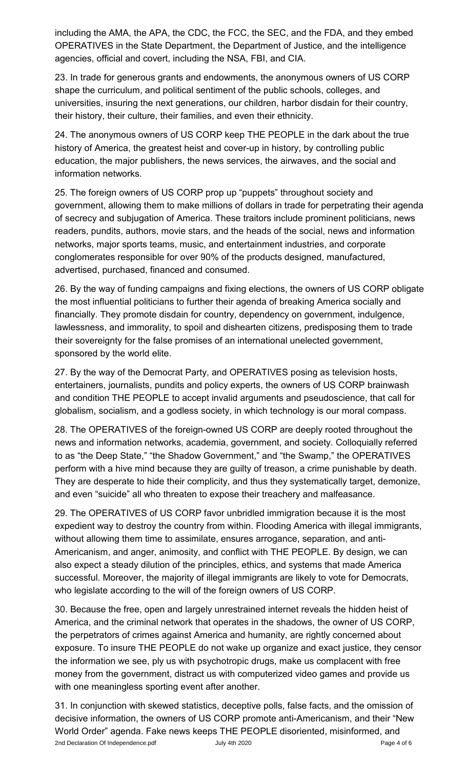including the AMA, the APA, the CDC, the FCC, the SEC, and the FDA, and they embed OPERATIVES in the State Department, the Department of Justice, and the intelligence agencies, official and covert, including the NSA, FBI, and CIA.

23. In trade for generous grants and endowments, the anonymous owners of US CORP shape the curriculum, and political sentiment of the public schools, colleges, and universities, insuring the next generations, our children, harbor disdain for their country, their history, their culture, their families, and even their ethnicity.

24. The anonymous owners of US CORP keep THE PEOPLE in the dark about the true history of America, the greatest heist and cover-up in history, by controlling public education, the major publishers, the news services, the airwaves, and the social and information networks.

25. The foreign owners of US CORP prop up "puppets" throughout society and government, allowing them to make millions of dollars in trade for perpetrating their agenda of secrecy and subjugation of America. These traitors include prominent politicians, news readers, pundits, authors, movie stars, and the heads of the social, news and information networks, major sports teams, music, and entertainment industries, and corporate conglomerates responsible for over 90% of the products designed, manufactured, advertised, purchased, financed and consumed.

26. By the way of funding campaigns and fixing elections, the owners of US CORP obligate the most influential politicians to further their agenda of breaking America socially and financially. They promote disdain for country, dependency on government, indulgence, lawlessness, and immorality, to spoil and dishearten citizens, predisposing them to trade their sovereignty for the false promises of an international unelected government, sponsored by the world elite.

27. By the way of the Democrat Party, and OPERATIVES posing as television hosts, entertainers, journalists, pundits and policy experts, the owners of US CORP brainwash and condition THE PEOPLE to accept invalid arguments and pseudoscience, that call for globalism, socialism, and a godless society, in which technology is our moral compass.

28. The OPERATIVES of the foreign-owned US CORP are deeply rooted throughout the news and information networks, academia, government, and society. Colloquially referred to as "the Deep State," "the Shadow Government," and "the Swamp," the OPERATIVES perform with a hive mind because they are guilty of treason, a crime punishable by death. They are desperate to hide their complicity, and thus they systematically target, demonize, and even "suicide" all who threaten to expose their treachery and malfeasance.

29. The OPERATIVES of US CORP favor unbridled immigration because it is the most expedient way to destroy the country from within. Flooding America with illegal immigrants, without allowing them time to assimilate, ensures arrogance, separation, and anti-Americanism, and anger, animosity, and conflict with THE PEOPLE. By design, we can also expect a steady dilution of the principles, ethics, and systems that made America successful. Moreover, the majority of illegal immigrants are likely to vote for Democrats, who legislate according to the will of the foreign owners of US CORP.

30. Because the free, open and largely unrestrained internet reveals the hidden heist of America, and the criminal network that operates in the shadows, the owner of US CORP, the perpetrators of crimes against America and humanity, are rightly concerned about exposure. To insure THE PEOPLE do not wake up organize and exact justice, they censor the information we see, ply us with psychotropic drugs, make us complacent with free money from the government, distract us with computerized video games and provide us with one meaningless sporting event after another.

31. In conjunction with skewed statistics, deceptive polls, false facts, and the omission of decisive information, the owners of US CORP promote anti-Americanism, and their "New World Order" agenda. Fake news keeps THE PEOPLE disoriented, misinformed, and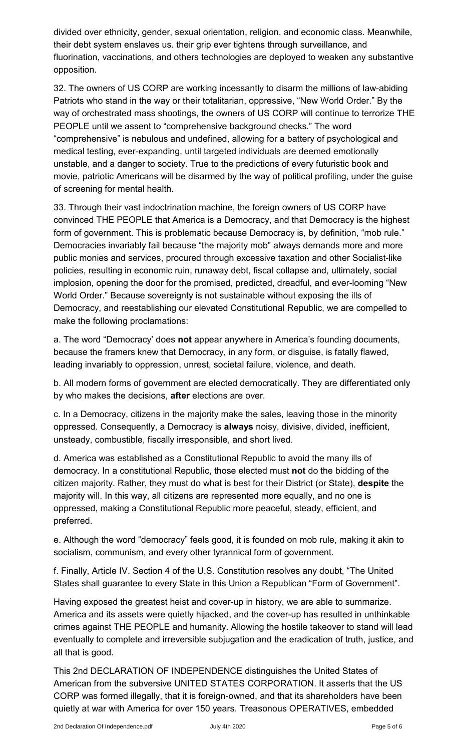divided over ethnicity, gender, sexual orientation, religion, and economic class. Meanwhile, their debt system enslaves us. their grip ever tightens through surveillance, and fluorination, vaccinations, and others technologies are deployed to weaken any substantive opposition.

32. The owners of US CORP are working incessantly to disarm the millions of law-abiding Patriots who stand in the way or their totalitarian, oppressive, "New World Order." By the way of orchestrated mass shootings, the owners of US CORP will continue to terrorize THE PEOPLE until we assent to "comprehensive background checks." The word "comprehensive" is nebulous and undefined, allowing for a battery of psychological and medical testing, ever-expanding, until targeted individuals are deemed emotionally unstable, and a danger to society. True to the predictions of every futuristic book and movie, patriotic Americans will be disarmed by the way of political profiling, under the guise of screening for mental health.

33. Through their vast indoctrination machine, the foreign owners of US CORP have convinced THE PEOPLE that America is a Democracy, and that Democracy is the highest form of government. This is problematic because Democracy is, by definition, "mob rule." Democracies invariably fail because "the majority mob" always demands more and more public monies and services, procured through excessive taxation and other Socialist-like policies, resulting in economic ruin, runaway debt, fiscal collapse and, ultimately, social implosion, opening the door for the promised, predicted, dreadful, and ever-looming "New World Order." Because sovereignty is not sustainable without exposing the ills of Democracy, and reestablishing our elevated Constitutional Republic, we are compelled to make the following proclamations:

a. The word "Democracy' does **not** appear anywhere in America's founding documents, because the framers knew that Democracy, in any form, or disguise, is fatally flawed, leading invariably to oppression, unrest, societal failure, violence, and death.

b. All modern forms of government are elected democratically. They are differentiated only by who makes the decisions, **after** elections are over.

c. In a Democracy, citizens in the majority make the sales, leaving those in the minority oppressed. Consequently, a Democracy is **always** noisy, divisive, divided, inefficient, unsteady, combustible, fiscally irresponsible, and short lived.

d. America was established as a Constitutional Republic to avoid the many ills of democracy. In a constitutional Republic, those elected must **not** do the bidding of the citizen majority. Rather, they must do what is best for their District (or State), **despite** the majority will. In this way, all citizens are represented more equally, and no one is oppressed, making a Constitutional Republic more peaceful, steady, efficient, and preferred.

e. Although the word "democracy" feels good, it is founded on mob rule, making it akin to socialism, communism, and every other tyrannical form of government.

f. Finally, Article IV. Section 4 of the U.S. Constitution resolves any doubt, "The United States shall guarantee to every State in this Union a Republican "Form of Government".

Having exposed the greatest heist and cover-up in history, we are able to summarize. America and its assets were quietly hijacked, and the cover-up has resulted in unthinkable crimes against THE PEOPLE and humanity. Allowing the hostile takeover to stand will lead eventually to complete and irreversible subjugation and the eradication of truth, justice, and all that is good.

This 2nd DECLARATION OF INDEPENDENCE distinguishes the United States of American from the subversive UNITED STATES CORPORATION. It asserts that the US CORP was formed illegally, that it is foreign-owned, and that its shareholders have been quietly at war with America for over 150 years. Treasonous OPERATIVES, embedded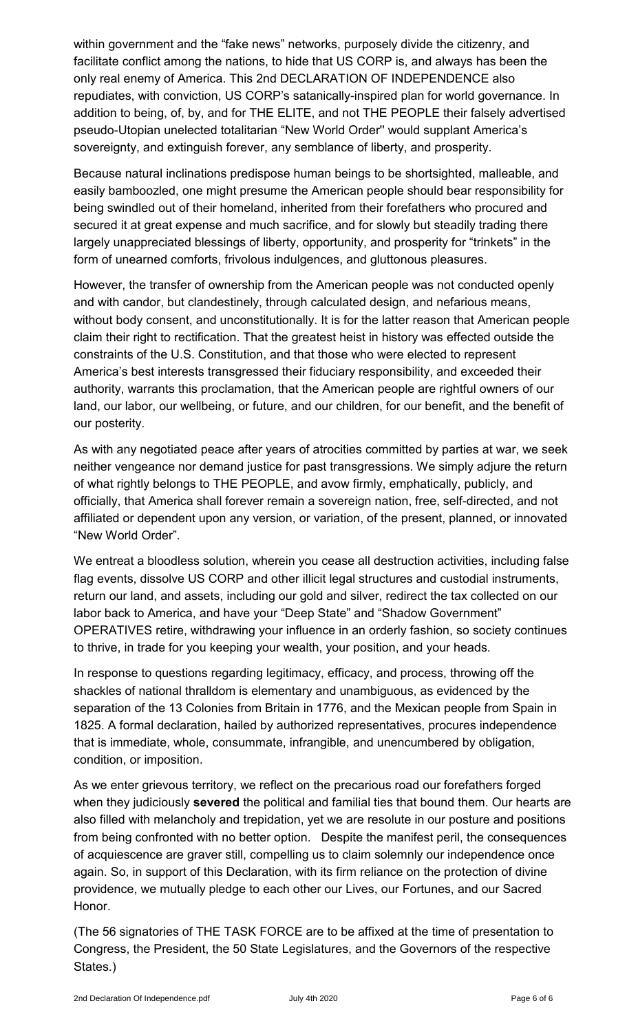within government and the "fake news" networks, purposely divide the citizenry, and facilitate conflict among the nations, to hide that US CORP is, and always has been the only real enemy of America. This 2nd DECLARATION OF INDEPENDENCE also repudiates, with conviction, US CORP's satanically-inspired plan for world governance. In addition to being, of, by, and for THE ELITE, and not THE PEOPLE their falsely advertised pseudo-Utopian unelected totalitarian "New World Order" would supplant America's sovereignty, and extinguish forever, any semblance of liberty, and prosperity.

Because natural inclinations predispose human beings to be shortsighted, malleable, and easily bamboozled, one might presume the American people should bear responsibility for being swindled out of their homeland, inherited from their forefathers who procured and secured it at great expense and much sacrifice, and for slowly but steadily trading there largely unappreciated blessings of liberty, opportunity, and prosperity for "trinkets" in the form of unearned comforts, frivolous indulgences, and gluttonous pleasures.

However, the transfer of ownership from the American people was not conducted openly and with candor, but clandestinely, through calculated design, and nefarious means, without body consent, and unconstitutionally. It is for the latter reason that American people claim their right to rectification. That the greatest heist in history was effected outside the constraints of the U.S. Constitution, and that those who were elected to represent America's best interests transgressed their fiduciary responsibility, and exceeded their authority, warrants this proclamation, that the American people are rightful owners of our land, our labor, our wellbeing, or future, and our children, for our benefit, and the benefit of our posterity.

As with any negotiated peace after years of atrocities committed by parties at war, we seek neither vengeance nor demand justice for past transgressions. We simply adjure the return of what rightly belongs to THE PEOPLE, and avow firmly, emphatically, publicly, and officially, that America shall forever remain a sovereign nation, free, self-directed, and not affiliated or dependent upon any version, or variation, of the present, planned, or innovated "New World Order".

We entreat a bloodless solution, wherein you cease all destruction activities, including false flag events, dissolve US CORP and other illicit legal structures and custodial instruments, return our land, and assets, including our gold and silver, redirect the tax collected on our labor back to America, and have your "Deep State" and "Shadow Government" OPERATIVES retire, withdrawing your influence in an orderly fashion, so society continues to thrive, in trade for you keeping your wealth, your position, and your heads.

In response to questions regarding legitimacy, efficacy, and process, throwing off the shackles of national thralldom is elementary and unambiguous, as evidenced by the separation of the 13 Colonies from Britain in 1776, and the Mexican people from Spain in 1825. A formal declaration, hailed by authorized representatives, procures independence that is immediate, whole, consummate, infrangible, and unencumbered by obligation, condition, or imposition.

As we enter grievous territory, we reflect on the precarious road our forefathers forged when they judiciously **severed** the political and familial ties that bound them. Our hearts are also filled with melancholy and trepidation, yet we are resolute in our posture and positions from being confronted with no better option. Despite the manifest peril, the consequences of acquiescence are graver still, compelling us to claim solemnly our independence once again. So, in support of this Declaration, with its firm reliance on the protection of divine providence, we mutually pledge to each other our Lives, our Fortunes, and our Sacred Honor.

(The 56 signatories of THE TASK FORCE are to be affixed at the time of presentation to Congress, the President, the 50 State Legislatures, and the Governors of the respective States.)